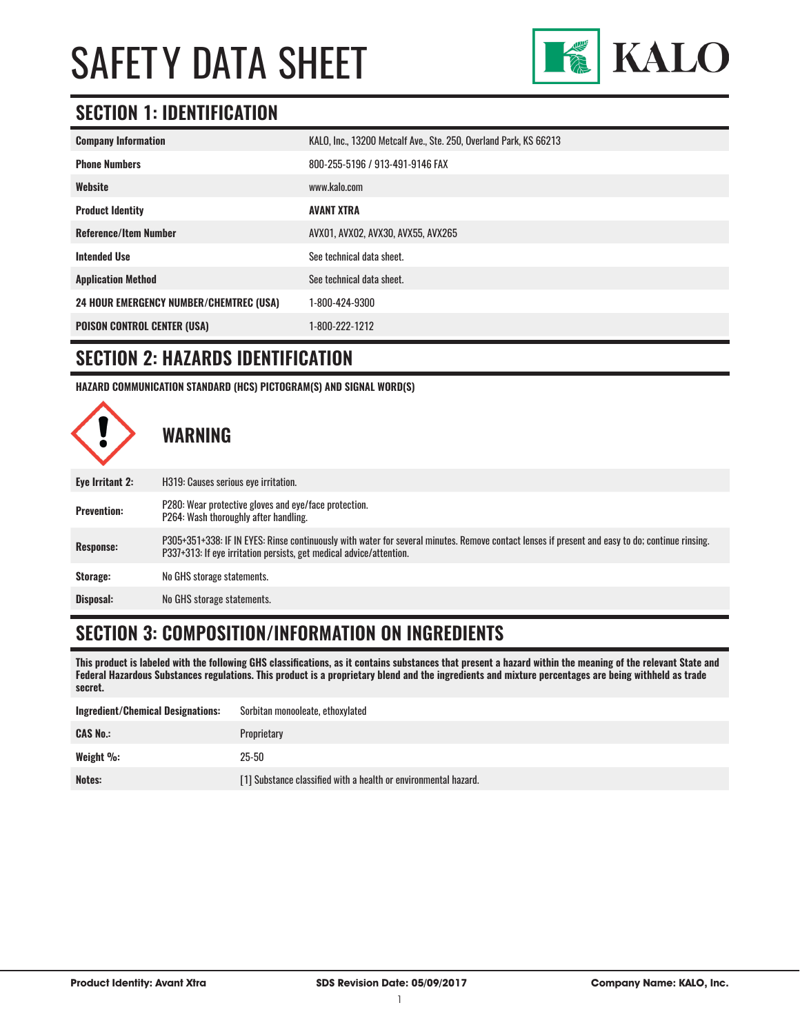# SAFETY DATA SHEET

KALO

## SECTION 1: IDENTIFICATION

| | |
|---|---|
| **Company Information** | KALO, Inc., 13200 Metcalf Ave., Ste. 250, Overland Park, KS 66213 |
| **Phone Numbers** | 800-255-5196 / 913-491-9146 FAX |
| **Website** | www.kalo.com |
| **Product Identity** | **AVANT XTRA** |
| **Reference/Item Number** | AVX01, AVX02, AVX30, AVX55, AVX265 |
| **Intended Use** | See technical data sheet. |
| **Application Method** | See technical data sheet. |
| **24 HOUR EMERGENCY NUMBER/CHEMTREC (USA)** | 1-800-424-9300 |
| **POISON CONTROL CENTER (USA)** | 1-800-222-1212 |

## SECTION 2: HAZARDS IDENTIFICATION

**HAZARD COMMUNICATION STANDARD (HCS) PICTOGRAM(S) AND SIGNAL WORD(S)**

**WARNING**

| | |
|---|---|
| **Eye Irritant 2:** | H319: Causes serious eye irritation. |
| **Prevention:** | P280: Wear protective gloves and eye/face protection.<br>P264: Wash thoroughly after handling. |
| **Response:** | P305+351+338: IF IN EYES: Rinse continuously with water for several minutes. Remove contact lenses if present and easy to do; continue rinsing.<br>P337+313: If eye irritation persists, get medical advice/attention. |
| **Storage:** | No GHS storage statements. |
| **Disposal:** | No GHS storage statements. |

## SECTION 3: COMPOSITION/INFORMATION ON INGREDIENTS

**This product is labeled with the following GHS classifications, as it contains substances that present a hazard within the meaning of the relevant State and Federal Hazardous Substances regulations. This product is a proprietary blend and the ingredients and mixture percentages are being withheld as trade secret.**

| | |
|---|---|
| **Ingredient/Chemical Designations:** | Sorbitan monooleate, ethoxylated |
| **CAS No.:** | Proprietary |
| **Weight %:** | 25-50 |
| **Notes:** | [1] Substance classified with a health or environmental hazard. |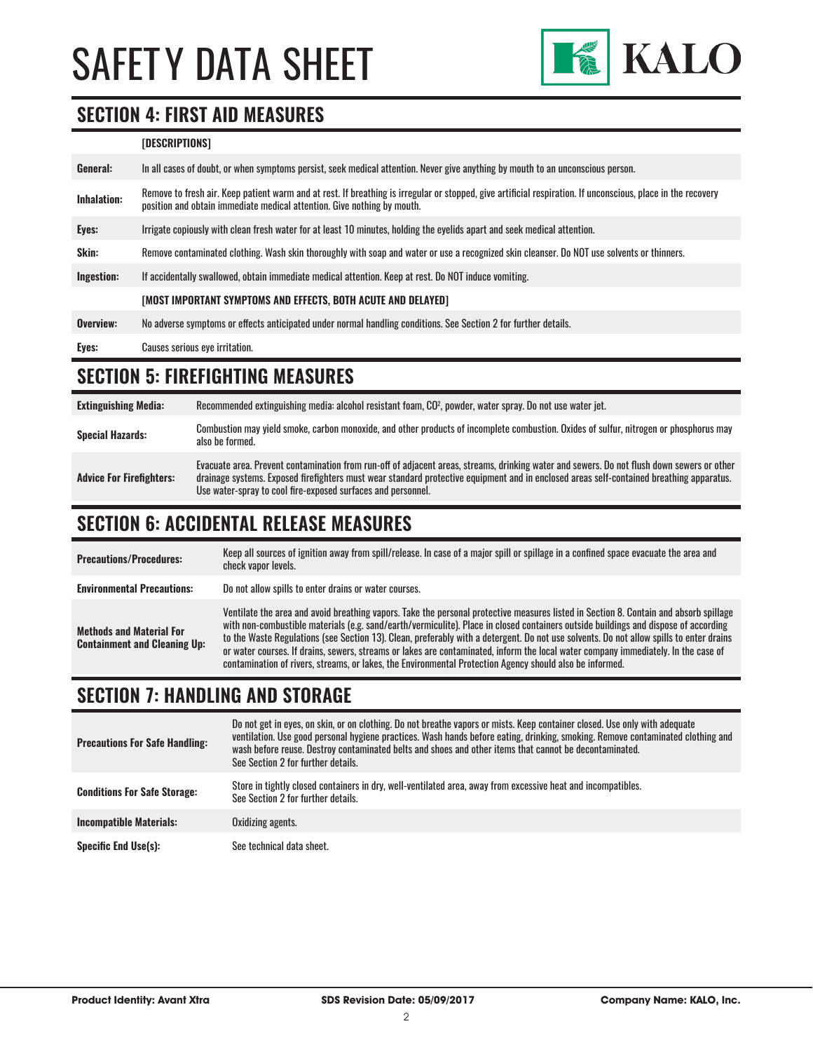## SECTION 4: FIRST AID MEASURES

| | [DESCRIPTIONS] |
|---|---|
| **General:** | In all cases of doubt, or when symptoms persist, seek medical attention. Never give anything by mouth to an unconscious person. |
| **Inhalation:** | Remove to fresh air. Keep patient warm and at rest. If breathing is irregular or stopped, give artificial respiration. If unconscious, place in the recovery position and obtain immediate medical attention. Give nothing by mouth. |
| **Eyes:** | Irrigate copiously with clean fresh water for at least 10 minutes, holding the eyelids apart and seek medical attention. |
| **Skin:** | Remove contaminated clothing. Wash skin thoroughly with soap and water or use a recognized skin cleanser. Do NOT use solvents or thinners. |
| **Ingestion:** | If accidentally swallowed, obtain immediate medical attention. Keep at rest. Do NOT induce vomiting. |
| | **[MOST IMPORTANT SYMPTOMS AND EFFECTS, BOTH ACUTE AND DELAYED]** |
| **Overview:** | No adverse symptoms or effects anticipated under normal handling conditions. See Section 2 for further details. |
| **Eyes:** | Causes serious eye irritation. |

## SECTION 5: FIREFIGHTING MEASURES

| | |
|---|---|
| **Extinguishing Media:** | Recommended extinguishing media: alcohol resistant foam, $CO^2$, powder, water spray. Do not use water jet. |
| **Special Hazards:** | Combustion may yield smoke, carbon monoxide, and other products of incomplete combustion. Oxides of sulfur, nitrogen or phosphorus may also be formed. |
| **Advice For Firefighters:** | Evacuate area. Prevent contamination from run-off of adjacent areas, streams, drinking water and sewers. Do not flush down sewers or other drainage systems. Exposed firefighters must wear standard protective equipment and in enclosed areas self-contained breathing apparatus. Use water-spray to cool fire-exposed surfaces and personnel. |

## SECTION 6: ACCIDENTAL RELEASE MEASURES

| | |
|---|---|
| **Precautions/Procedures:** | Keep all sources of ignition away from spill/release. In case of a major spill or spillage in a confined space evacuate the area and check vapor levels. |
| **Environmental Precautions:** | Do not allow spills to enter drains or water courses. |
| **Methods and Material For Containment and Cleaning Up:** | Ventilate the area and avoid breathing vapors. Take the personal protective measures listed in Section 8. Contain and absorb spillage with non-combustible materials (e.g. sand/earth/vermiculite). Place in closed containers outside buildings and dispose of according to the Waste Regulations (see Section 13). Clean, preferably with a detergent. Do not use solvents. Do not allow spills to enter drains or water courses. If drains, sewers, streams or lakes are contaminated, inform the local water company immediately. In the case of contamination of rivers, streams, or lakes, the Environmental Protection Agency should also be informed. |

## SECTION 7: HANDLING AND STORAGE

| | |
|---|---|
| **Precautions For Safe Handling:** | Do not get in eyes, on skin, or on clothing. Do not breathe vapors or mists. Keep container closed. Use only with adequate ventilation. Use good personal hygiene practices. Wash hands before eating, drinking, smoking. Remove contaminated clothing and wash before reuse. Destroy contaminated belts and shoes and other items that cannot be decontaminated. See Section 2 for further details. |
| **Conditions For Safe Storage:** | Store in tightly closed containers in dry, well-ventilated area, away from excessive heat and incompatibles. See Section 2 for further details. |
| **Incompatible Materials:** | Oxidizing agents. |
| **Specific End Use(s):** | See technical data sheet. |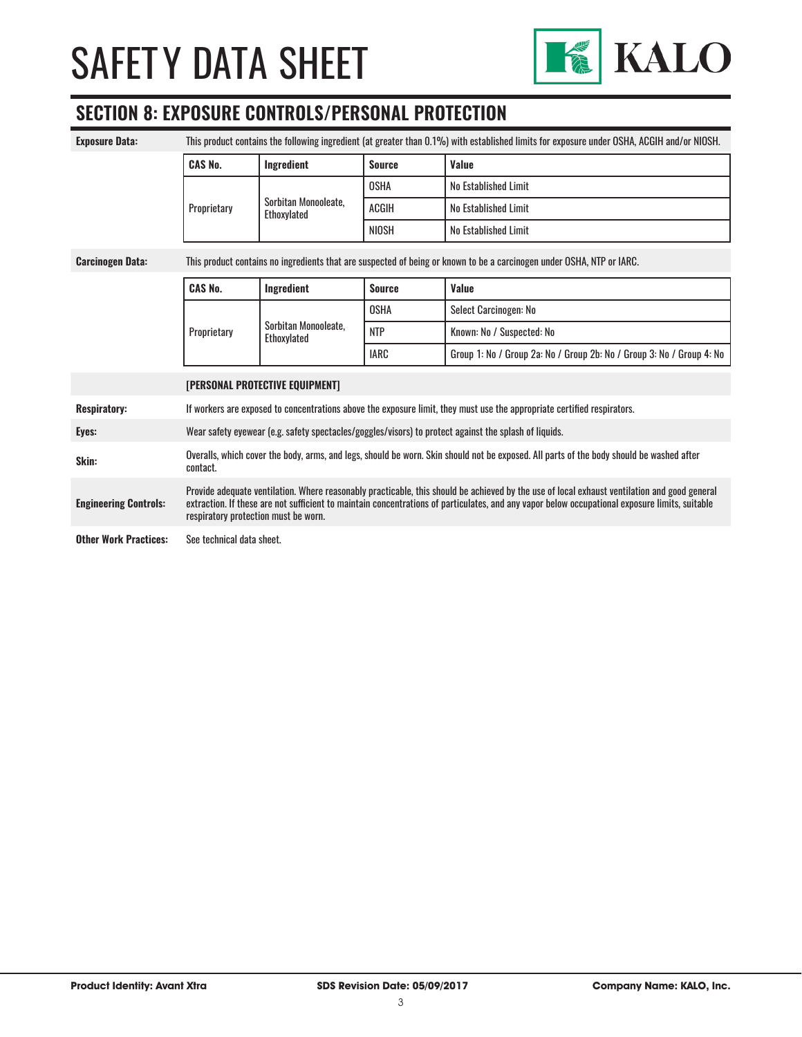# SAFETY DATA SHEET

## SECTION 8: EXPOSURE CONTROLS/PERSONAL PROTECTION

**Exposure Data:** This product contains the following ingredient (at greater than 0.1%) with established limits for exposure under OSHA, ACGIH and/or NIOSH.

| CAS No. | Ingredient | Source | Value |
|---|---|---|---|
| Proprietary | Sorbitan Monooleate, Ethoxylated | OSHA | No Established Limit |
| | | ACGIH | No Established Limit |
| | | NIOSH | No Established Limit |

**Carcinogen Data:** This product contains no ingredients that are suspected of being or known to be a carcinogen under OSHA, NTP or IARC.

| CAS No. | Ingredient | Source | Value |
|---|---|---|---|
| Proprietary | Sorbitan Monooleate, Ethoxylated | OSHA | Select Carcinogen: No |
| | | NTP | Known: No / Suspected: No |
| | | IARC | Group 1: No / Group 2a: No / Group 2b: No / Group 3: No / Group 4: No |

**[PERSONAL PROTECTIVE EQUIPMENT]**

**Respiratory:** If workers are exposed to concentrations above the exposure limit, they must use the appropriate certified respirators.

**Eyes:** Wear safety eyewear (e.g. safety spectacles/goggles/visors) to protect against the splash of liquids.

**Skin:** Overalls, which cover the body, arms, and legs, should be worn. Skin should not be exposed. All parts of the body should be washed after contact.

**Engineering Controls:** Provide adequate ventilation. Where reasonably practicable, this should be achieved by the use of local exhaust ventilation and good general extraction. If these are not sufficient to maintain concentrations of particulates, and any vapor below occupational exposure limits, suitable respiratory protection must be worn.

**Other Work Practices:** See technical data sheet.

**Product Identity: Avant Xtra** | **SDS Revision Date: 05/09/2017** | **Company Name: KALO, Inc.**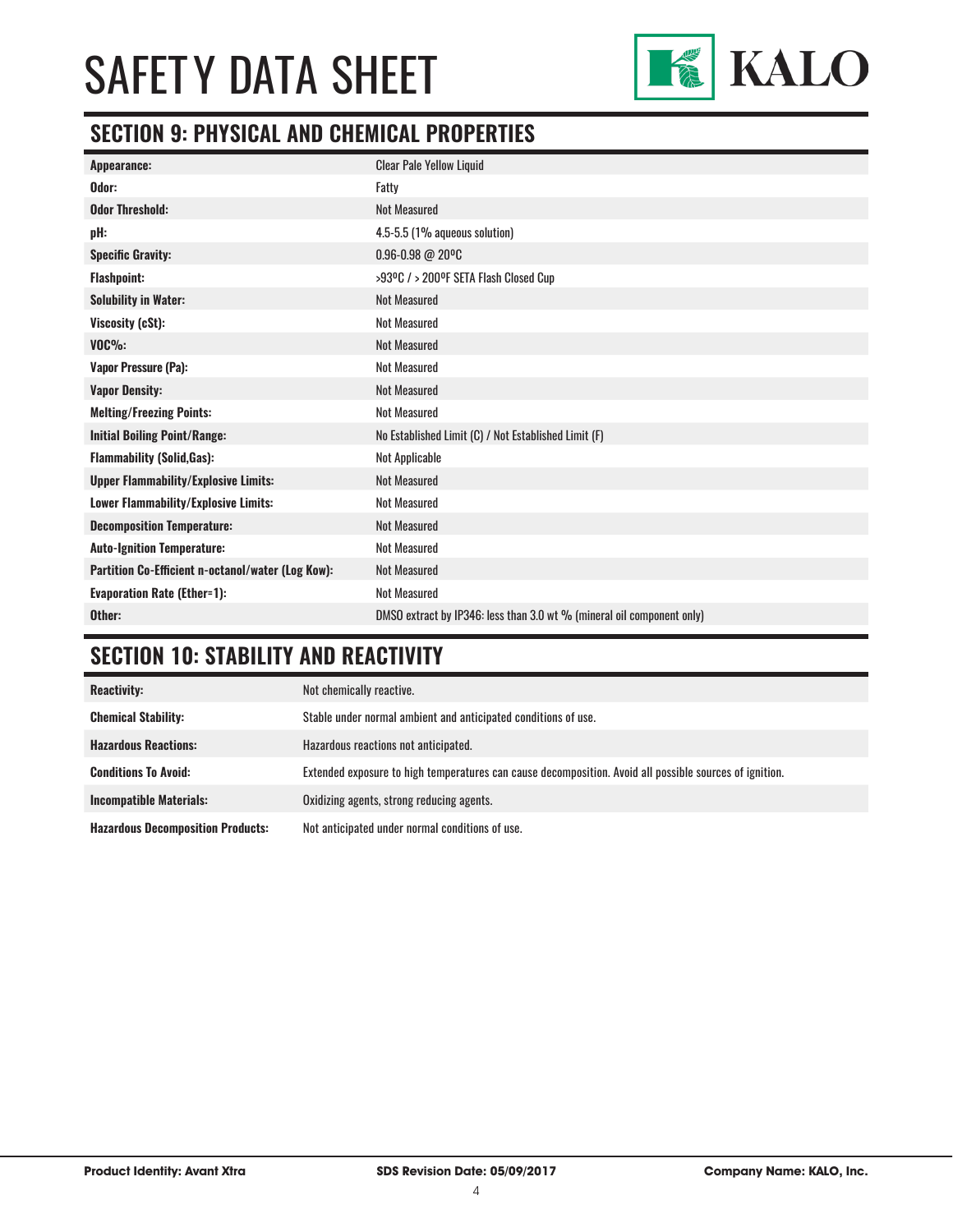# SAFETY DATA SHEET

## SECTION 9: PHYSICAL AND CHEMICAL PROPERTIES

| | |
|---|---|
| **Appearance:** | Clear Pale Yellow Liquid |
| **Odor:** | Fatty |
| **Odor Threshold:** | Not Measured |
| **pH:** | 4.5-5.5 (1% aqueous solution) |
| **Specific Gravity:** | 0.96-0.98 @ 20ºC |
| **Flashpoint:** | >93ºC / > 200ºF SETA Flash Closed Cup |
| **Solubility in Water:** | Not Measured |
| **Viscosity (cSt):** | Not Measured |
| **VOC%:** | Not Measured |
| **Vapor Pressure (Pa):** | Not Measured |
| **Vapor Density:** | Not Measured |
| **Melting/Freezing Points:** | Not Measured |
| **Initial Boiling Point/Range:** | No Established Limit (C) / Not Established Limit (F) |
| **Flammability (Solid,Gas):** | Not Applicable |
| **Upper Flammability/Explosive Limits:** | Not Measured |
| **Lower Flammability/Explosive Limits:** | Not Measured |
| **Decomposition Temperature:** | Not Measured |
| **Auto-Ignition Temperature:** | Not Measured |
| **Partition Co-Efficient n-octanol/water (Log Kow):** | Not Measured |
| **Evaporation Rate (Ether=1):** | Not Measured |
| **Other:** | DMSO extract by IP346: less than 3.0 wt % (mineral oil component only) |

## SECTION 10: STABILITY AND REACTIVITY

| | |
|---|---|
| **Reactivity:** | Not chemically reactive. |
| **Chemical Stability:** | Stable under normal ambient and anticipated conditions of use. |
| **Hazardous Reactions:** | Hazardous reactions not anticipated. |
| **Conditions To Avoid:** | Extended exposure to high temperatures can cause decomposition. Avoid all possible sources of ignition. |
| **Incompatible Materials:** | Oxidizing agents, strong reducing agents. |
| **Hazardous Decomposition Products:** | Not anticipated under normal conditions of use. |

**Product Identity: Avant Xtra** **SDS Revision Date: 05/09/2017** **Company Name: KALO, Inc.**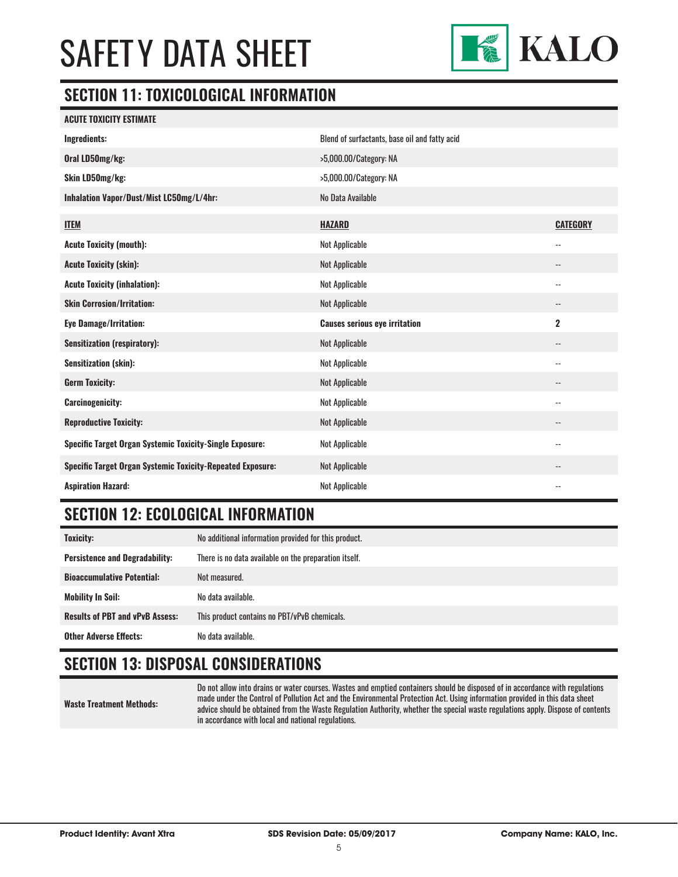# SAFETY DATA SHEET

## SECTION 11: TOXICOLOGICAL INFORMATION

| ACUTE TOXICITY ESTIMATE | | |
|---|---|---|
| **Ingredients:** | Blend of surfactants, base oil and fatty acid | |
| **Oral LD50mg/kg:** | >5,000.00/Category: NA | |
| **Skin LD50mg/kg:** | >5,000.00/Category: NA | |
| **Inhalation Vapor/Dust/Mist LC50mg/L/4hr:** | No Data Available | |

| ITEM | HAZARD | CATEGORY |
|---|---|---|
| **Acute Toxicity (mouth):** | Not Applicable | -- |
| **Acute Toxicity (skin):** | Not Applicable | -- |
| **Acute Toxicity (inhalation):** | Not Applicable | -- |
| **Skin Corrosion/Irritation:** | Not Applicable | -- |
| **Eye Damage/Irritation:** | **Causes serious eye irritation** | **2** |
| **Sensitization (respiratory):** | Not Applicable | -- |
| **Sensitization (skin):** | Not Applicable | -- |
| **Germ Toxicity:** | Not Applicable | -- |
| **Carcinogenicity:** | Not Applicable | -- |
| **Reproductive Toxicity:** | Not Applicable | -- |
| **Specific Target Organ Systemic Toxicity-Single Exposure:** | Not Applicable | -- |
| **Specific Target Organ Systemic Toxicity-Repeated Exposure:** | Not Applicable | -- |
| **Aspiration Hazard:** | Not Applicable | -- |

## SECTION 12: ECOLOGICAL INFORMATION

| | |
|---|---|
| **Toxicity:** | No additional information provided for this product. |
| **Persistence and Degradability:** | There is no data available on the preparation itself. |
| **Bioaccumulative Potential:** | Not measured. |
| **Mobility In Soil:** | No data available. |
| **Results of PBT and vPvB Assess:** | This product contains no PBT/vPvB chemicals. |
| **Other Adverse Effects:** | No data available. |

## SECTION 13: DISPOSAL CONSIDERATIONS

| | |
|---|---|
| **Waste Treatment Methods:** | Do not allow into drains or water courses. Wastes and emptied containers should be disposed of in accordance with regulations made under the Control of Pollution Act and the Environmental Protection Act. Using information provided in this data sheet advice should be obtained from the Waste Regulation Authority, whether the special waste regulations apply. Dispose of contents in accordance with local and national regulations. |

**Product Identity: Avant Xtra** | **SDS Revision Date: 05/09/2017** | **Company Name: KALO, Inc.**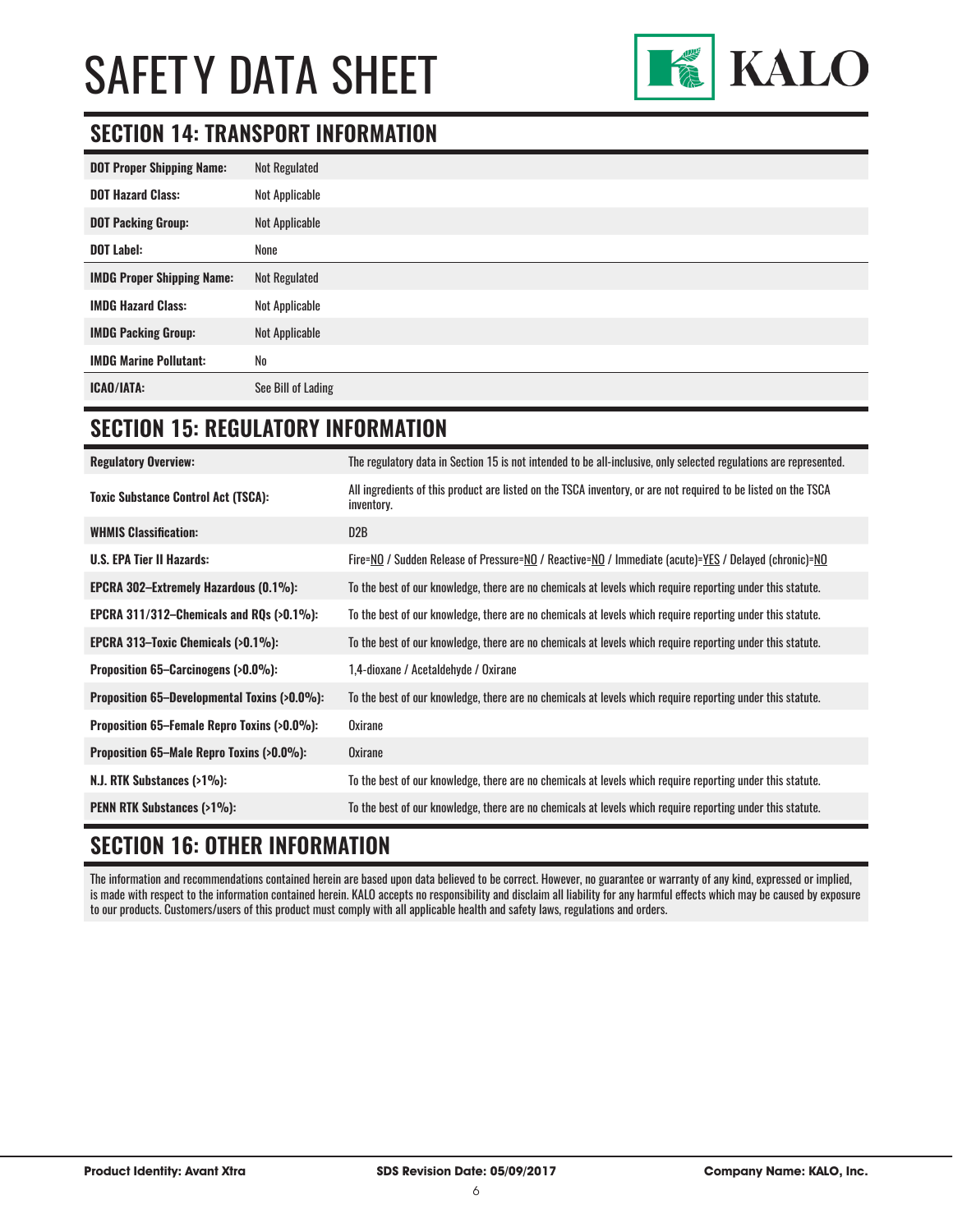# SAFETY DATA SHEET

## SECTION 14: TRANSPORT INFORMATION

| | |
|---|---|
| **DOT Proper Shipping Name:** | Not Regulated |
| **DOT Hazard Class:** | Not Applicable |
| **DOT Packing Group:** | Not Applicable |
| **DOT Label:** | None |
| **IMDG Proper Shipping Name:** | Not Regulated |
| **IMDG Hazard Class:** | Not Applicable |
| **IMDG Packing Group:** | Not Applicable |
| **IMDG Marine Pollutant:** | No |
| **ICAO/IATA:** | See Bill of Lading |

## SECTION 15: REGULATORY INFORMATION

| | |
|---|---|
| **Regulatory Overview:** | The regulatory data in Section 15 is not intended to be all-inclusive, only selected regulations are represented. |
| **Toxic Substance Control Act (TSCA):** | All ingredients of this product are listed on the TSCA inventory, or are not required to be listed on the TSCA inventory. |
| **WHMIS Classification:** | D2B |
| **U.S. EPA Tier II Hazards:** | Fire=NO / Sudden Release of Pressure=NO / Reactive=NO / Immediate (acute)=YES / Delayed (chronic)=NO |
| **EPCRA 302–Extremely Hazardous (0.1%):** | To the best of our knowledge, there are no chemicals at levels which require reporting under this statute. |
| **EPCRA 311/312–Chemicals and RQs (>0.1%):** | To the best of our knowledge, there are no chemicals at levels which require reporting under this statute. |
| **EPCRA 313–Toxic Chemicals (>0.1%):** | To the best of our knowledge, there are no chemicals at levels which require reporting under this statute. |
| **Proposition 65–Carcinogens (>0.0%):** | 1,4-dioxane / Acetaldehyde / Oxirane |
| **Proposition 65–Developmental Toxins (>0.0%):** | To the best of our knowledge, there are no chemicals at levels which require reporting under this statute. |
| **Proposition 65–Female Repro Toxins (>0.0%):** | Oxirane |
| **Proposition 65–Male Repro Toxins (>0.0%):** | Oxirane |
| **N.J. RTK Substances (>1%):** | To the best of our knowledge, there are no chemicals at levels which require reporting under this statute. |
| **PENN RTK Substances (>1%):** | To the best of our knowledge, there are no chemicals at levels which require reporting under this statute. |

## SECTION 16: OTHER INFORMATION

The information and recommendations contained herein are based upon data believed to be correct. However, no guarantee or warranty of any kind, expressed or implied, is made with respect to the information contained herein. KALO accepts no responsibility and disclaim all liability for any harmful effects which may be caused by exposure to our products. Customers/users of this product must comply with all applicable health and safety laws, regulations and orders.